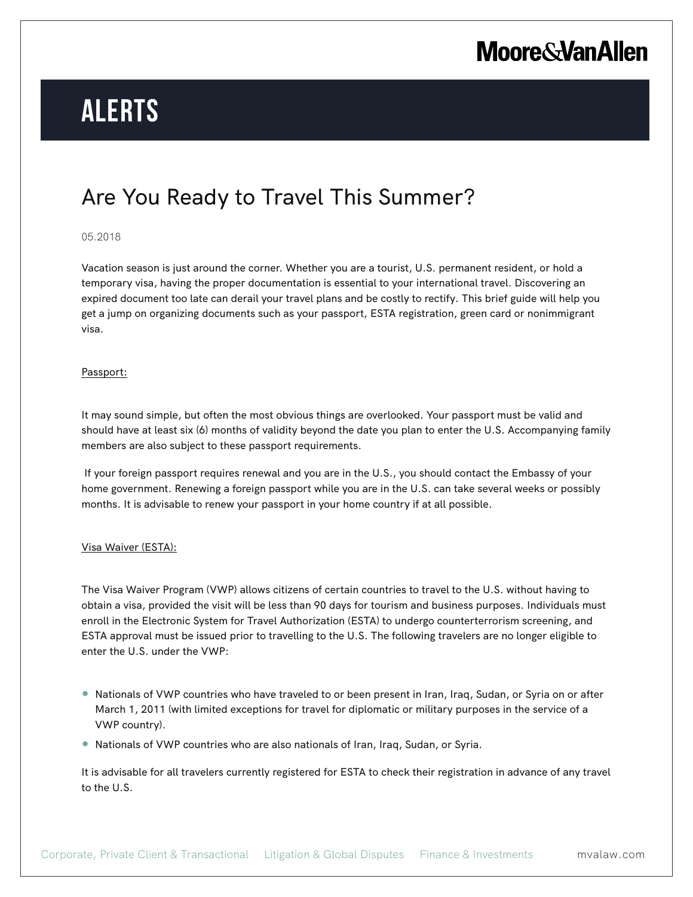# ALERTS

## Are You Ready to Travel This Summer?

05.2018

Vacation season is just around the corner. Whether you are a tourist, U.S. permanent resident, or hold a temporary visa, having the proper documentation is essential to your international travel. Discovering an expired document too late can derail your travel plans and be costly to rectify. This brief guide will help you get a jump on organizing documents such as your passport, ESTA registration, green card or nonimmigrant visa.

<u>Passport:</u>

It may sound simple, but often the most obvious things are overlooked. Your passport must be valid and should have at least six (6) months of validity beyond the date you plan to enter the U.S. Accompanying family members are also subject to these passport requirements.

If your foreign passport requires renewal and you are in the U.S., you should contact the Embassy of your home government. Renewing a foreign passport while you are in the U.S. can take several weeks or possibly months. It is advisable to renew your passport in your home country if at all possible.

<u>Visa Waiver (ESTA):</u>

The Visa Waiver Program (VWP) allows citizens of certain countries to travel to the U.S. without having to obtain a visa, provided the visit will be less than 90 days for tourism and business purposes. Individuals must enroll in the Electronic System for Travel Authorization (ESTA) to undergo counterterrorism screening, and ESTA approval must be issued prior to travelling to the U.S. The following travelers are no longer eligible to enter the U.S. under the VWP:

- Nationals of VWP countries who have traveled to or been present in Iran, Iraq, Sudan, or Syria on or after March 1, 2011 (with limited exceptions for travel for diplomatic or military purposes in the service of a VWP country).
- Nationals of VWP countries who are also nationals of Iran, Iraq, Sudan, or Syria.

It is advisable for all travelers currently registered for ESTA to check their registration in advance of any travel to the U.S.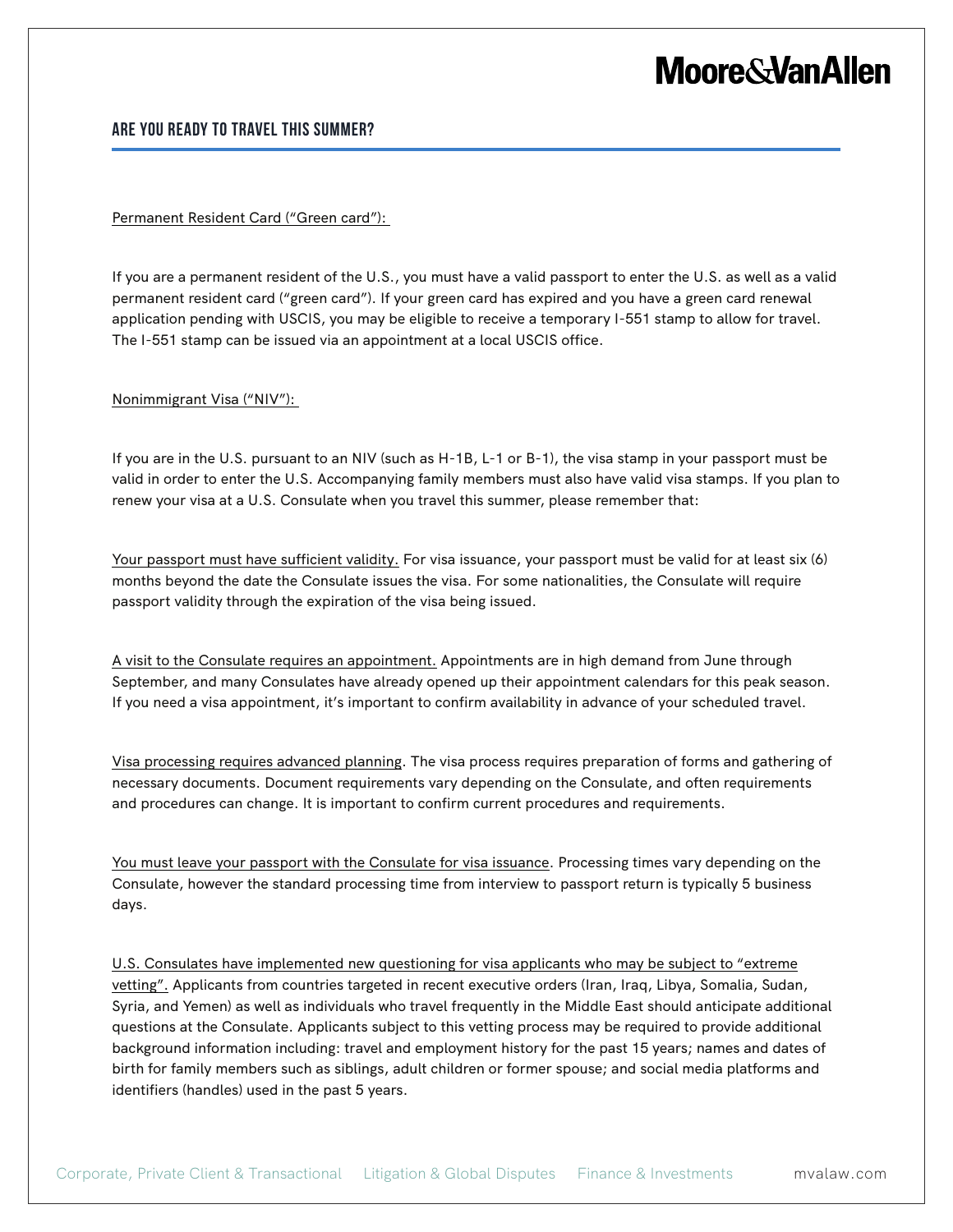## ARE YOU READY TO TRAVEL THIS SUMMER?

Permanent Resident Card ("Green card"):

If you are a permanent resident of the U.S., you must have a valid passport to enter the U.S. as well as a valid permanent resident card ("green card"). If your green card has expired and you have a green card renewal application pending with USCIS, you may be eligible to receive a temporary I-551 stamp to allow for travel. The I-551 stamp can be issued via an appointment at a local USCIS office.

Nonimmigrant Visa ("NIV"):

If you are in the U.S. pursuant to an NIV (such as H-1B, L-1 or B-1), the visa stamp in your passport must be valid in order to enter the U.S. Accompanying family members must also have valid visa stamps. If you plan to renew your visa at a U.S. Consulate when you travel this summer, please remember that:

Your passport must have sufficient validity. For visa issuance, your passport must be valid for at least six (6) months beyond the date the Consulate issues the visa. For some nationalities, the Consulate will require passport validity through the expiration of the visa being issued.

A visit to the Consulate requires an appointment. Appointments are in high demand from June through September, and many Consulates have already opened up their appointment calendars for this peak season. If you need a visa appointment, it's important to confirm availability in advance of your scheduled travel.

Visa processing requires advanced planning. The visa process requires preparation of forms and gathering of necessary documents. Document requirements vary depending on the Consulate, and often requirements and procedures can change. It is important to confirm current procedures and requirements.

You must leave your passport with the Consulate for visa issuance. Processing times vary depending on the Consulate, however the standard processing time from interview to passport return is typically 5 business days.

U.S. Consulates have implemented new questioning for visa applicants who may be subject to "extreme vetting". Applicants from countries targeted in recent executive orders (Iran, Iraq, Libya, Somalia, Sudan, Syria, and Yemen) as well as individuals who travel frequently in the Middle East should anticipate additional questions at the Consulate. Applicants subject to this vetting process may be required to provide additional background information including: travel and employment history for the past 15 years; names and dates of birth for family members such as siblings, adult children or former spouse; and social media platforms and identifiers (handles) used in the past 5 years.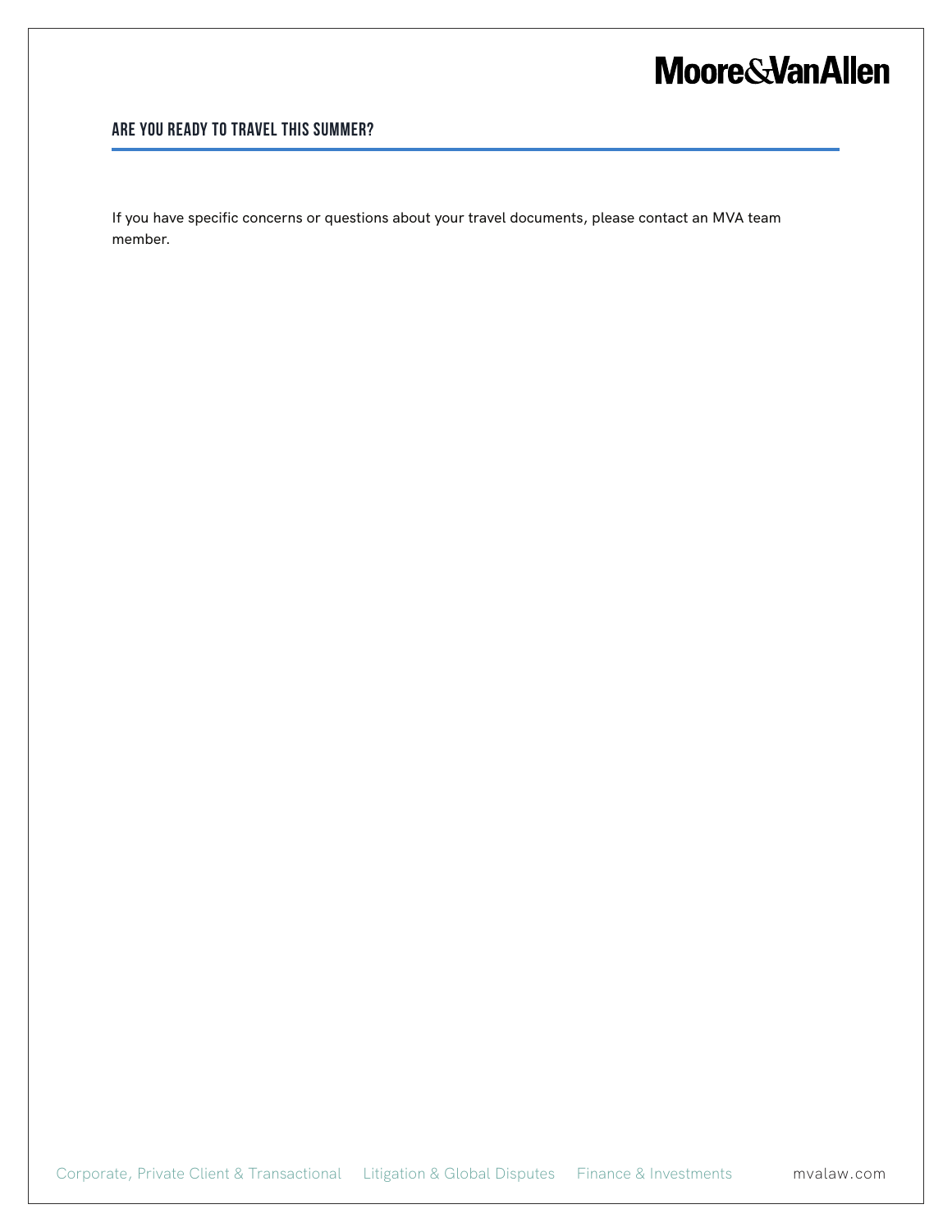## ARE YOU READY TO TRAVEL THIS SUMMER?

If you have specific concerns or questions about your travel documents, please contact an MVA team member.